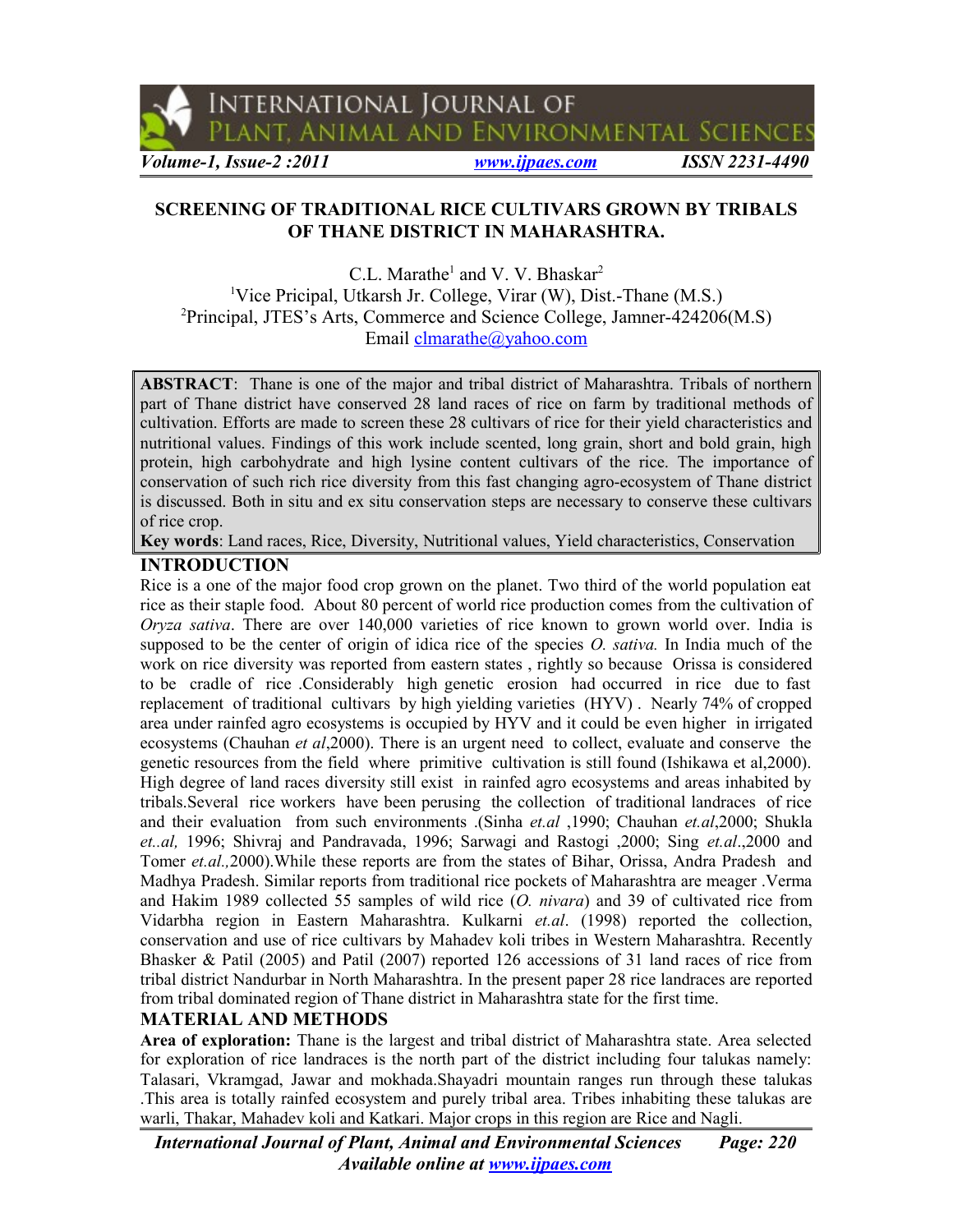# SCREENING OF TRADITIONAL RICE CULTIVARS GROWN BY TRIBALS OF THANE DISTRICT IN MAHARASHTRA.

C.L. Marathe[1] and V. V. Bhaskar[2]

[1]Vice Pricipal, Utkarsh Jr. College, Virar (W), Dist.-Thane (M.S.)

[2]Principal, JTES's Arts, Commerce and Science College, Jamner-424206(M.S)

Email clmarathe@yahoo.com

**ABSTRACT**: Thane is one of the major and tribal district of Maharashtra. Tribals of northern part of Thane district have conserved 28 land races of rice on farm by traditional methods of cultivation. Efforts are made to screen these 28 cultivars of rice for their yield characteristics and nutritional values. Findings of this work include scented, long grain, short and bold grain, high protein, high carbohydrate and high lysine content cultivars of the rice. The importance of conservation of such rich rice diversity from this fast changing agro-ecosystem of Thane district is discussed. Both in situ and ex situ conservation steps are necessary to conserve these cultivars of rice crop.

**Key words**: Land races, Rice, Diversity, Nutritional values, Yield characteristics, Conservation

## INTRODUCTION

Rice is a one of the major food crop grown on the planet. Two third of the world population eat rice as their staple food. About 80 percent of world rice production comes from the cultivation of *Oryza sativa*. There are over 140,000 varieties of rice known to grown world over. India is supposed to be the center of origin of idica rice of the species *O. sativa.* In India much of the work on rice diversity was reported from eastern states , rightly so because Orissa is considered to be cradle of rice .Considerably high genetic erosion had occurred in rice due to fast replacement of traditional cultivars by high yielding varieties (HYV) . Nearly 74% of cropped area under rainfed agro ecosystems is occupied by HYV and it could be even higher in irrigated ecosystems (Chauhan *et al*,2000). There is an urgent need to collect, evaluate and conserve the genetic resources from the field where primitive cultivation is still found (Ishikawa et al,2000). High degree of land races diversity still exist in rainfed agro ecosystems and areas inhabited by tribals.Several rice workers have been perusing the collection of traditional landraces of rice and their evaluation from such environments .(Sinha *et.al* ,1990; Chauhan *et.al*,2000; Shukla *et..al,* 1996; Shivraj and Pandravada, 1996; Sarwagi and Rastogi ,2000; Sing *et.al*.,2000 and Tomer *et.al.,*2000).While these reports are from the states of Bihar, Orissa, Andra Pradesh and Madhya Pradesh. Similar reports from traditional rice pockets of Maharashtra are meager .Verma and Hakim 1989 collected 55 samples of wild rice (*O. nivara*) and 39 of cultivated rice from Vidarbha region in Eastern Maharashtra. Kulkarni *et.al*. (1998) reported the collection, conservation and use of rice cultivars by Mahadev koli tribes in Western Maharashtra. Recently Bhasker & Patil (2005) and Patil (2007) reported 126 accessions of 31 land races of rice from tribal district Nandurbar in North Maharashtra. In the present paper 28 rice landraces are reported from tribal dominated region of Thane district in Maharashtra state for the first time.

## MATERIAL AND METHODS

**Area of exploration:** Thane is the largest and tribal district of Maharashtra state. Area selected for exploration of rice landraces is the north part of the district including four talukas namely: Talasari, Vkramgad, Jawar and mokhada.Shayadri mountain ranges run through these talukas .This area is totally rainfed ecosystem and purely tribal area. Tribes inhabiting these talukas are warli, Thakar, Mahadev koli and Katkari. Major crops in this region are Rice and Nagli.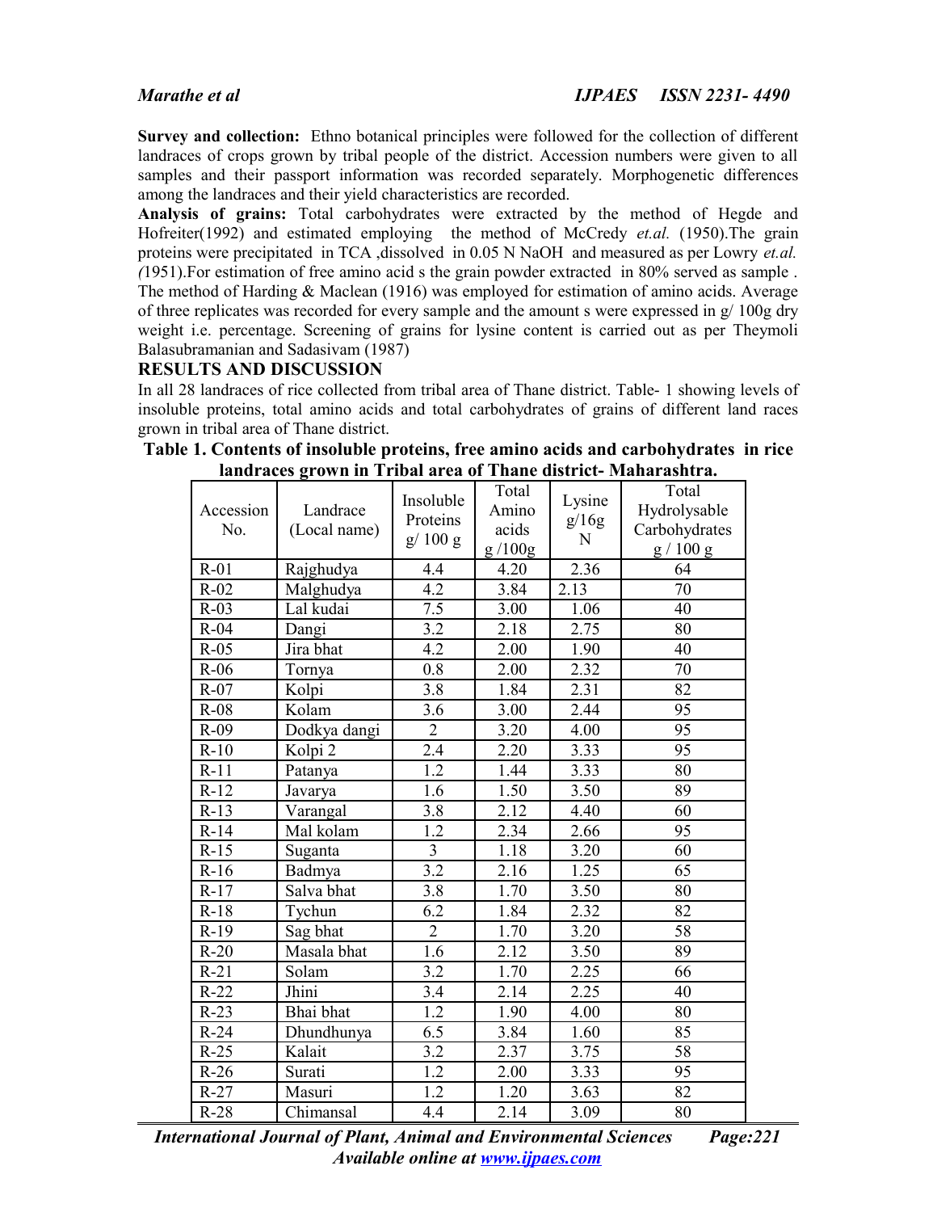**Survey and collection:** Ethno botanical principles were followed for the collection of different landraces of crops grown by tribal people of the district. Accession numbers were given to all samples and their passport information was recorded separately. Morphogenetic differences among the landraces and their yield characteristics are recorded.

**Analysis of grains:** Total carbohydrates were extracted by the method of Hegde and Hofreiter(1992) and estimated employing the method of McCredy *et.al.* (1950).The grain proteins were precipitated in TCA ,dissolved in 0.05 N NaOH and measured as per Lowry *et.al. (*1951).For estimation of free amino acid s the grain powder extracted in 80% served as sample . The method of Harding & Maclean (1916) was employed for estimation of amino acids. Average of three replicates was recorded for every sample and the amount s were expressed in g/ 100g dry weight i.e. percentage. Screening of grains for lysine content is carried out as per Theymoli Balasubramanian and Sadasivam (1987)

## RESULTS AND DISCUSSION

In all 28 landraces of rice collected from tribal area of Thane district. Table- 1 showing levels of insoluble proteins, total amino acids and total carbohydrates of grains of different land races grown in tribal area of Thane district.

**Table 1. Contents of insoluble proteins, free amino acids and carbohydrates in rice landraces grown in Tribal area of Thane district- Maharashtra.**

| Accession No. | Landrace (Local name) | Insoluble Proteins g/ 100 g | Total Amino acids g /100g | Lysine g/16g N | Total Hydrolysable Carbohydrates g / 100 g |
|---|---|---|---|---|---|
| R-01 | Rajghudya | 4.4 | 4.20 | 2.36 | 64 |
| R-02 | Malghudya | 4.2 | 3.84 | 2.13 | 70 |
| R-03 | Lal kudai | 7.5 | 3.00 | 1.06 | 40 |
| R-04 | Dangi | 3.2 | 2.18 | 2.75 | 80 |
| R-05 | Jira bhat | 4.2 | 2.00 | 1.90 | 40 |
| R-06 | Tornya | 0.8 | 2.00 | 2.32 | 70 |
| R-07 | Kolpi | 3.8 | 1.84 | 2.31 | 82 |
| R-08 | Kolam | 3.6 | 3.00 | 2.44 | 95 |
| R-09 | Dodkya dangi | 2 | 3.20 | 4.00 | 95 |
| R-10 | Kolpi 2 | 2.4 | 2.20 | 3.33 | 95 |
| R-11 | Patanya | 1.2 | 1.44 | 3.33 | 80 |
| R-12 | Javarya | 1.6 | 1.50 | 3.50 | 89 |
| R-13 | Varangal | 3.8 | 2.12 | 4.40 | 60 |
| R-14 | Mal kolam | 1.2 | 2.34 | 2.66 | 95 |
| R-15 | Suganta | 3 | 1.18 | 3.20 | 60 |
| R-16 | Badmya | 3.2 | 2.16 | 1.25 | 65 |
| R-17 | Salva bhat | 3.8 | 1.70 | 3.50 | 80 |
| R-18 | Tychun | 6.2 | 1.84 | 2.32 | 82 |
| R-19 | Sag bhat | 2 | 1.70 | 3.20 | 58 |
| R-20 | Masala bhat | 1.6 | 2.12 | 3.50 | 89 |
| R-21 | Solam | 3.2 | 1.70 | 2.25 | 66 |
| R-22 | Jhini | 3.4 | 2.14 | 2.25 | 40 |
| R-23 | Bhai bhat | 1.2 | 1.90 | 4.00 | 80 |
| R-24 | Dhundhunya | 6.5 | 3.84 | 1.60 | 85 |
| R-25 | Kalait | 3.2 | 2.37 | 3.75 | 58 |
| R-26 | Surati | 1.2 | 2.00 | 3.33 | 95 |
| R-27 | Masuri | 1.2 | 1.20 | 3.63 | 82 |
| R-28 | Chimansal | 4.4 | 2.14 | 3.09 | 80 |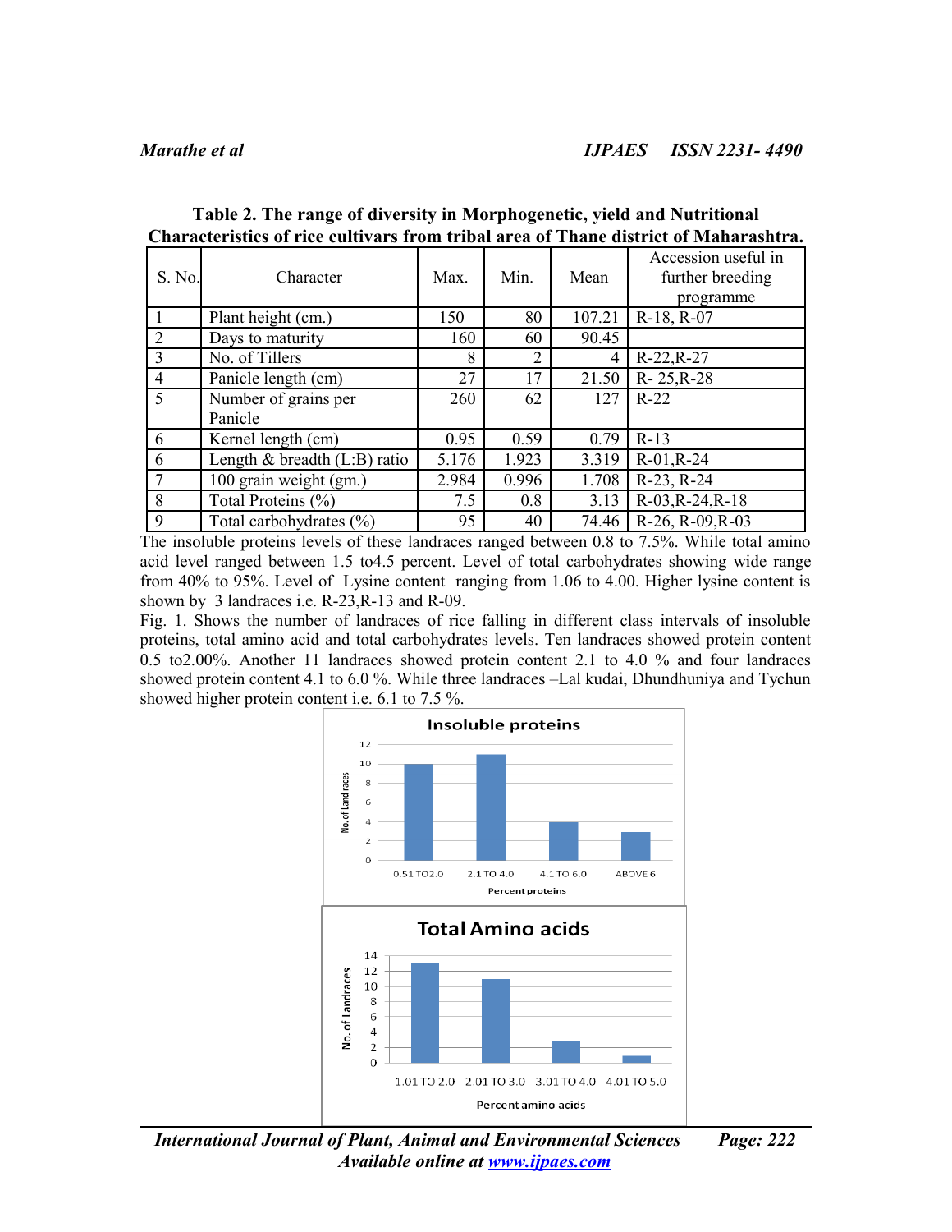**Table 2. The range of diversity in Morphogenetic, yield and Nutritional Characteristics of rice cultivars from tribal area of Thane district of Maharashtra.**

| S. No. | Character | Max. | Min. | Mean | Accession useful in further breeding programme |
|---|---|---|---|---|---|
| 1 | Plant height (cm.) | 150 | 80 | 107.21 | R-18, R-07 |
| 2 | Days to maturity | 160 | 60 | 90.45 | |
| 3 | No. of Tillers | 8 | 2 | 4 | R-22,R-27 |
| 4 | Panicle length (cm) | 27 | 17 | 21.50 | R- 25,R-28 |
| 5 | Number of grains per Panicle | 260 | 62 | 127 | R-22 |
| 6 | Kernel length (cm) | 0.95 | 0.59 | 0.79 | R-13 |
| 6 | Length & breadth (L:B) ratio | 5.176 | 1.923 | 3.319 | R-01,R-24 |
| 7 | 100 grain weight (gm.) | 2.984 | 0.996 | 1.708 | R-23, R-24 |
| 8 | Total Proteins (%) | 7.5 | 0.8 | 3.13 | R-03,R-24,R-18 |
| 9 | Total carbohydrates (%) | 95 | 40 | 74.46 | R-26, R-09,R-03 |

The insoluble proteins levels of these landraces ranged between 0.8 to 7.5%. While total amino acid level ranged between 1.5 to4.5 percent. Level of total carbohydrates showing wide range from 40% to 95%. Level of Lysine content ranging from 1.06 to 4.00. Higher lysine content is shown by 3 landraces i.e. R-23,R-13 and R-09.

Fig. 1. Shows the number of landraces of rice falling in different class intervals of insoluble proteins, total amino acid and total carbohydrates levels. Ten landraces showed protein content 0.5 to2.00%. Another 11 landraces showed protein content 2.1 to 4.0 % and four landraces showed protein content 4.1 to 6.0 %. While three landraces –Lal kudai, Dhundhuniya and Tychun showed higher protein content i.e. 6.1 to 7.5 %.

**Insoluble proteins**

| Percent proteins | No. of Land races |
|---|---|
| 0.51 TO2.0 | 10 |
| 2.1 TO 4.0 | 11 |
| 4.1 TO 6.0 | 4 |
| ABOVE 6 | 3 |

**Total Amino acids**

| Percent amino acids | No. of Landraces |
|---|---|
| 1.01 TO 2.0 | 13 |
| 2.01 TO 3.0 | 11 |
| 3.01 TO 4.0 | 3 |
| 4.01 TO 5.0 | 1 |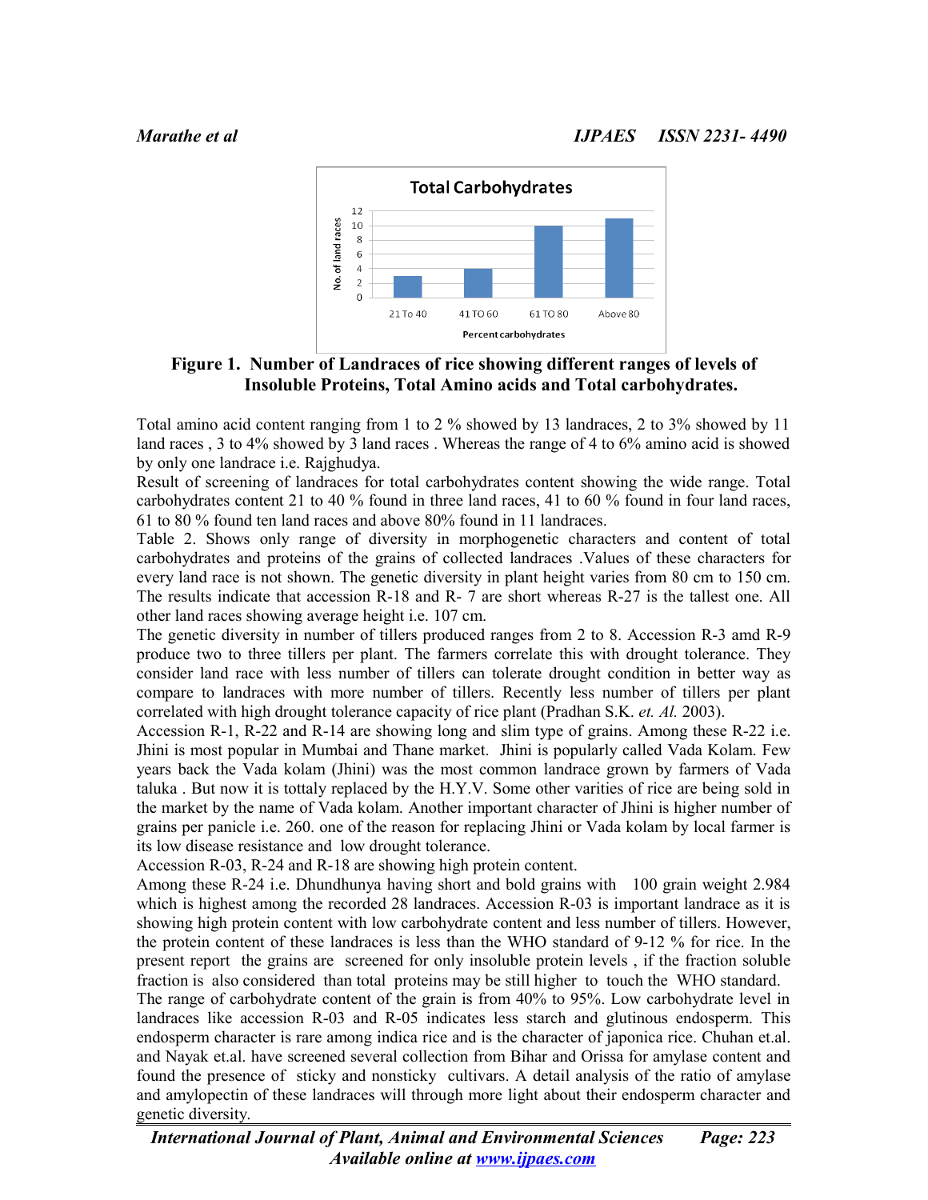**Figure 1. Number of Landraces of rice showing different ranges of levels of Insoluble Proteins, Total Amino acids and Total carbohydrates.**

Total amino acid content ranging from 1 to 2 % showed by 13 landraces, 2 to 3% showed by 11 land races , 3 to 4% showed by 3 land races . Whereas the range of 4 to 6% amino acid is showed by only one landrace i.e. Rajghudya.

Result of screening of landraces for total carbohydrates content showing the wide range. Total carbohydrates content 21 to 40 % found in three land races, 41 to 60 % found in four land races, 61 to 80 % found ten land races and above 80% found in 11 landraces.

Table 2. Shows only range of diversity in morphogenetic characters and content of total carbohydrates and proteins of the grains of collected landraces .Values of these characters for every land race is not shown. The genetic diversity in plant height varies from 80 cm to 150 cm. The results indicate that accession R-18 and R- 7 are short whereas R-27 is the tallest one. All other land races showing average height i.e. 107 cm.

The genetic diversity in number of tillers produced ranges from 2 to 8. Accession R-3 amd R-9 produce two to three tillers per plant. The farmers correlate this with drought tolerance. They consider land race with less number of tillers can tolerate drought condition in better way as compare to landraces with more number of tillers. Recently less number of tillers per plant correlated with high drought tolerance capacity of rice plant (Pradhan S.K. *et. Al.* 2003).

Accession R-1, R-22 and R-14 are showing long and slim type of grains. Among these R-22 i.e. Jhini is most popular in Mumbai and Thane market. Jhini is popularly called Vada Kolam. Few years back the Vada kolam (Jhini) was the most common landrace grown by farmers of Vada taluka . But now it is tottaly replaced by the H.Y.V. Some other varities of rice are being sold in the market by the name of Vada kolam. Another important character of Jhini is higher number of grains per panicle i.e. 260. one of the reason for replacing Jhini or Vada kolam by local farmer is its low disease resistance and low drought tolerance.

Accession R-03, R-24 and R-18 are showing high protein content.

Among these R-24 i.e. Dhundhunya having short and bold grains with 100 grain weight 2.984 which is highest among the recorded 28 landraces. Accession R-03 is important landrace as it is showing high protein content with low carbohydrate content and less number of tillers. However, the protein content of these landraces is less than the WHO standard of 9-12 % for rice. In the present report the grains are screened for only insoluble protein levels , if the fraction soluble fraction is also considered than total proteins may be still higher to touch the WHO standard.

The range of carbohydrate content of the grain is from 40% to 95%. Low carbohydrate level in landraces like accession R-03 and R-05 indicates less starch and glutinous endosperm. This endosperm character is rare among indica rice and is the character of japonica rice. Chuhan et.al. and Nayak et.al. have screened several collection from Bihar and Orissa for amylase content and found the presence of sticky and nonsticky cultivars. A detail analysis of the ratio of amylase and amylopectin of these landraces will through more light about their endosperm character and genetic diversity.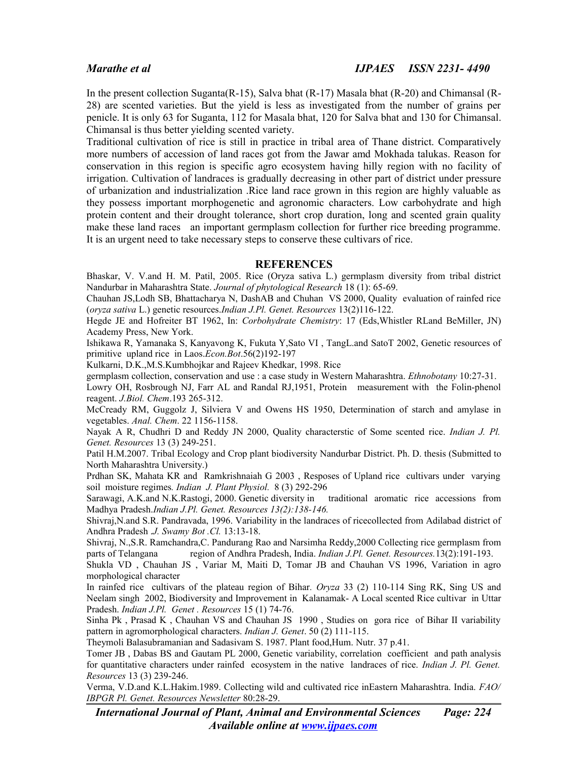In the present collection Suganta(R-15), Salva bhat (R-17) Masala bhat (R-20) and Chimansal (R-28) are scented varieties. But the yield is less as investigated from the number of grains per penicle. It is only 63 for Suganta, 112 for Masala bhat, 120 for Salva bhat and 130 for Chimansal. Chimansal is thus better yielding scented variety.

Traditional cultivation of rice is still in practice in tribal area of Thane district. Comparatively more numbers of accession of land races got from the Jawar amd Mokhada talukas. Reason for conservation in this region is specific agro ecosystem having hilly region with no facility of irrigation. Cultivation of landraces is gradually decreasing in other part of district under pressure of urbanization and industrialization .Rice land race grown in this region are highly valuable as they possess important morphogenetic and agronomic characters. Low carbohydrate and high protein content and their drought tolerance, short crop duration, long and scented grain quality make these land races an important germplasm collection for further rice breeding programme. It is an urgent need to take necessary steps to conserve these cultivars of rice.

## REFERENCES

Bhaskar, V. V.and H. M. Patil, 2005. Rice (Oryza sativa L.) germplasm diversity from tribal district Nandurbar in Maharashtra State. *Journal of phytological Research* 18 (1): 65-69.

Chauhan JS,Lodh SB, Bhattacharya N, DashAB and Chuhan VS 2000, Quality evaluation of rainfed rice (*oryza sativa* L.) genetic resources.*Indian J.Pl. Genet. Resources* 13(2)116-122.

Hegde JE and Hofreiter BT 1962, In: *Corbohydrate Chemistry*: 17 (Eds,Whistler RLand BeMiller, JN) Academy Press, New York.

Ishikawa R, Yamanaka S, Kanyavong K, Fukuta Y,Sato VI , TangL.and SatoT 2002, Genetic resources of primitive upland rice in Laos.*Econ.Bot*.56(2)192-197

Kulkarni, D.K.,M.S.Kumbhojkar and Rajeev Khedkar, 1998. Rice
germplasm collection, conservation and use : a case study in Western Maharashtra. *Ethnobotany* 10:27-31.

Lowry OH, Rosbrough NJ, Farr AL and Randal RJ,1951, Protein measurement with the Folin-phenol reagent. *J.Biol. Chem*.193 265-312.

McCready RM, Guggolz J, Silviera V and Owens HS 1950, Determination of starch and amylase in vegetables. *Anal. Chem*. 22 1156-1158.

Nayak A R, Chudhri D and Reddy JN 2000, Quality characterstic of Some scented rice. *Indian J. Pl. Genet. Resources* 13 (3) 249-251.

Patil H.M.2007. Tribal Ecology and Crop plant biodiversity Nandurbar District. Ph. D. thesis (Submitted to North Maharashtra University.)

Prdhan SK, Mahata KR and Ramkrishnaiah G 2003 , Resposes of Upland rice cultivars under varying soil moisture regimes. *Indian J. Plant Physiol.* 8 (3) 292-296

Sarawagi, A.K.and N.K.Rastogi, 2000. Genetic diversity in traditional aromatic rice accessions from Madhya Pradesh.*Indian J.Pl. Genet. Resources 13(2):138-146.*

Shivraj,N.and S.R. Pandravada, 1996. Variability in the landraces of ricecollected from Adilabad district of Andhra Pradesh .*J. Swamy Bot .Cl.* 13:13-18.

Shivraj, N.,S.R. Ramchandra,C. Pandurang Rao and Narsimha Reddy,2000 Collecting rice germplasm from parts of Telangana region of Andhra Pradesh, India. *Indian J.Pl. Genet. Resources.*13(2):191-193.

Shukla VD , Chauhan JS , Variar M, Maiti D, Tomar JB and Chauhan VS 1996, Variation in agro morphological character
In rainfed rice cultivars of the plateau region of Bihar. *Oryza* 33 (2) 110-114 Sing RK, Sing US and Neelam singh 2002, Biodiversity and Improvement in Kalanamak- A Local scented Rice cultivar in Uttar Pradesh. *Indian J.Pl. Genet . Resources* 15 (1) 74-76.

Sinha Pk , Prasad K , Chauhan VS and Chauhan JS 1990 , Studies on gora rice of Bihar II variability pattern in agromorphological characters. *Indian J. Genet*. 50 (2) 111-115.

Theymoli Balasubramanian and Sadasivam S. 1987. Plant food,Hum. Nutr. 37 p.41.

Tomer JB , Dabas BS and Gautam PL 2000, Genetic variability, correlation coefficient and path analysis for quantitative characters under rainfed ecosystem in the native landraces of rice. *Indian J. Pl. Genet. Resources* 13 (3) 239-246.

Verma, V.D.and K.L.Hakim.1989. Collecting wild and cultivated rice inEastern Maharashtra. India. *FAO/ IBPGR Pl. Genet. Resources Newsletter* 80:28-29.